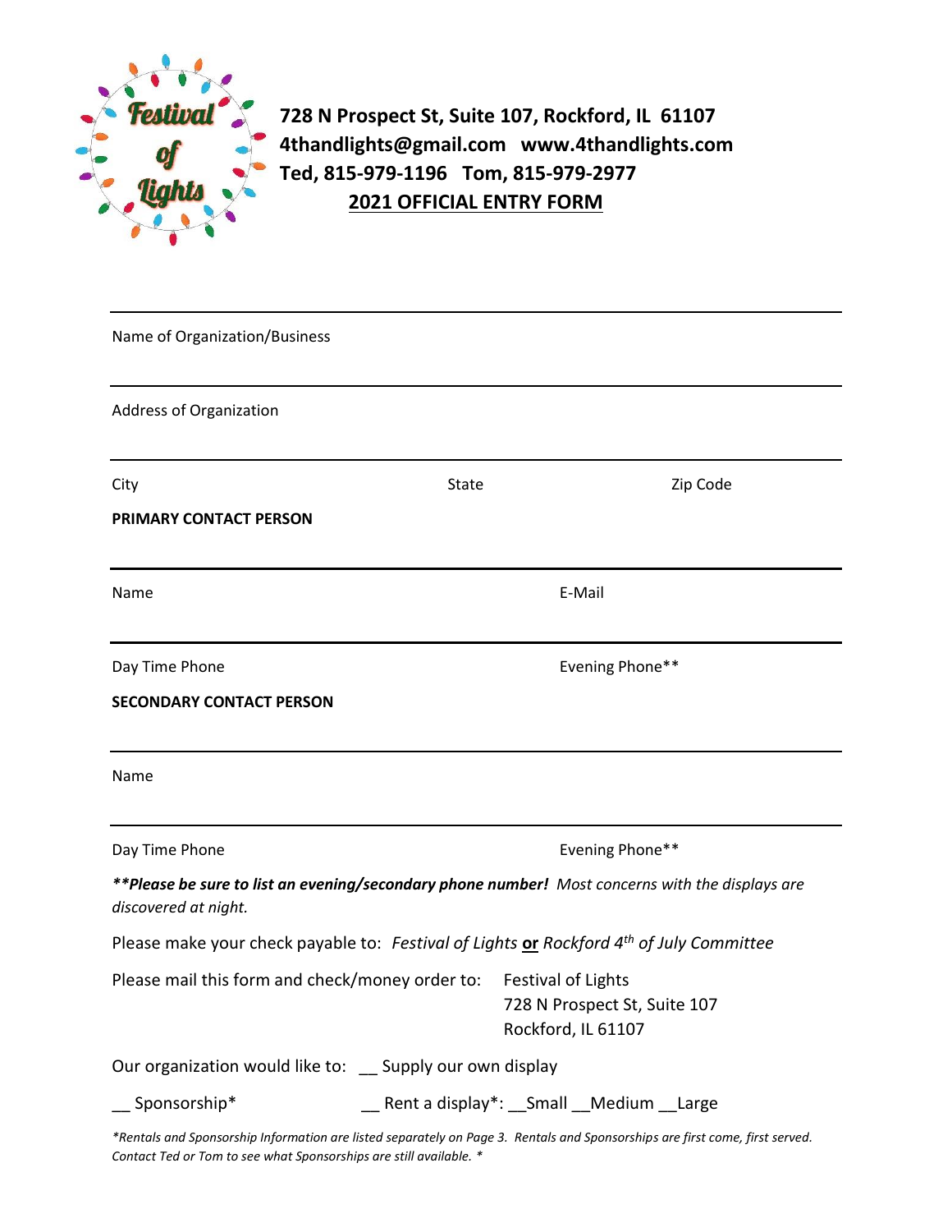**728 N Prospect St, Suite 107, Rockford, IL 61107**
**4thandlights@gmail.com www.4thandlights.com**
**Ted, 815-979-1196 Tom, 815-979-2977**

## 2021 OFFICIAL ENTRY FORM

---

Name of Organization/Business

---

Address of Organization

---

City State Zip Code

**PRIMARY CONTACT PERSON**

---

Name E-Mail

---

Day Time Phone Evening Phone**

**SECONDARY CONTACT PERSON**

---

Name

---

Day Time Phone Evening Phone**

***\*\*Please be sure to list an evening/secondary phone number!*** *Most concerns with the displays are discovered at night.*

Please make your check payable to: *Festival of Lights* **or** *Rockford 4th of July Committee*

Please mail this form and check/money order to:
Festival of Lights
728 N Prospect St, Suite 107
Rockford, IL 61107

Our organization would like to: __ Supply our own display

__ Sponsorship* __ Rent a display*: __Small __Medium __Large

*\*Rentals and Sponsorship Information are listed separately on Page 3. Rentals and Sponsorships are first come, first served. Contact Ted or Tom to see what Sponsorships are still available. \**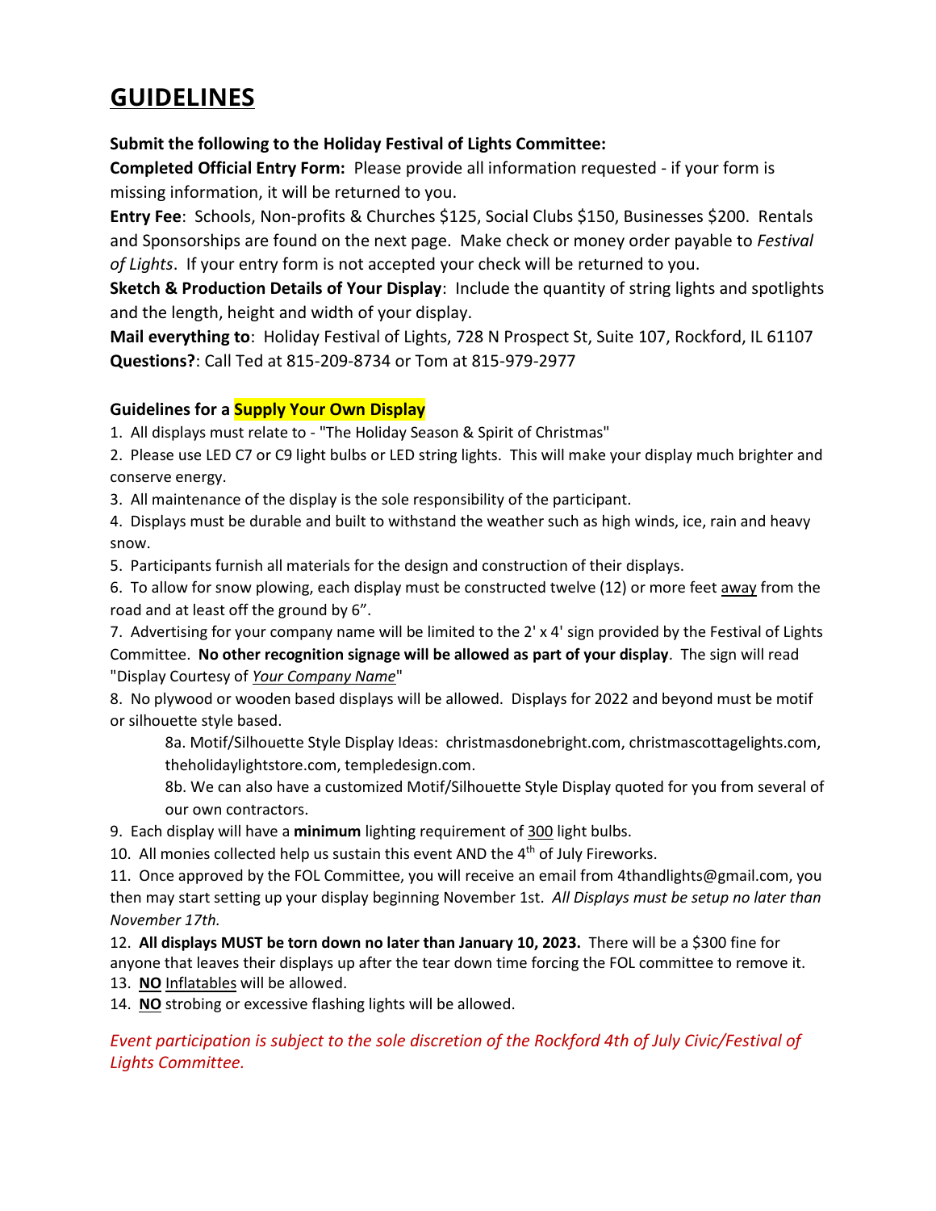# GUIDELINES

**Submit the following to the Holiday Festival of Lights Committee:**

**Completed Official Entry Form:** Please provide all information requested - if your form is missing information, it will be returned to you.

**Entry Fee**: Schools, Non-profits & Churches $125, Social Clubs $150, Businesses $200. Rentals and Sponsorships are found on the next page. Make check or money order payable to *Festival of Lights*. If your entry form is not accepted your check will be returned to you.

**Sketch & Production Details of Your Display**: Include the quantity of string lights and spotlights and the length, height and width of your display.

**Mail everything to**: Holiday Festival of Lights, 728 N Prospect St, Suite 107, Rockford, IL 61107

**Questions?**: Call Ted at 815-209-8734 or Tom at 815-979-2977

**Guidelines for a Supply Your Own Display**

1. All displays must relate to - "The Holiday Season & Spirit of Christmas"
2. Please use LED C7 or C9 light bulbs or LED string lights. This will make your display much brighter and conserve energy.
3. All maintenance of the display is the sole responsibility of the participant.
4. Displays must be durable and built to withstand the weather such as high winds, ice, rain and heavy snow.
5. Participants furnish all materials for the design and construction of their displays.
6. To allow for snow plowing, each display must be constructed twelve (12) or more feet away from the road and at least off the ground by 6”.
7. Advertising for your company name will be limited to the 2' x 4' sign provided by the Festival of Lights Committee. **No other recognition signage will be allowed as part of your display**. The sign will read "Display Courtesy of *Your Company Name*"
8. No plywood or wooden based displays will be allowed. Displays for 2022 and beyond must be motif or silhouette style based.
    - 8a. Motif/Silhouette Style Display Ideas: christmasdonebright.com, christmascottagelights.com, theholidaylightstore.com, templedesign.com.
    - 8b. We can also have a customized Motif/Silhouette Style Display quoted for you from several of our own contractors.
9. Each display will have a **minimum** lighting requirement of 300 light bulbs.
10. All monies collected help us sustain this event AND the 4th of July Fireworks.
11. Once approved by the FOL Committee, you will receive an email from 4thandlights@gmail.com, you then may start setting up your display beginning November 1st. *All Displays must be setup no later than November 17th.*
12. **All displays MUST be torn down no later than January 10, 2023.** There will be a $300 fine for anyone that leaves their displays up after the tear down time forcing the FOL committee to remove it.
13. **NO** Inflatables will be allowed.
14. **NO** strobing or excessive flashing lights will be allowed.

*Event participation is subject to the sole discretion of the Rockford 4th of July Civic/Festival of Lights Committee.*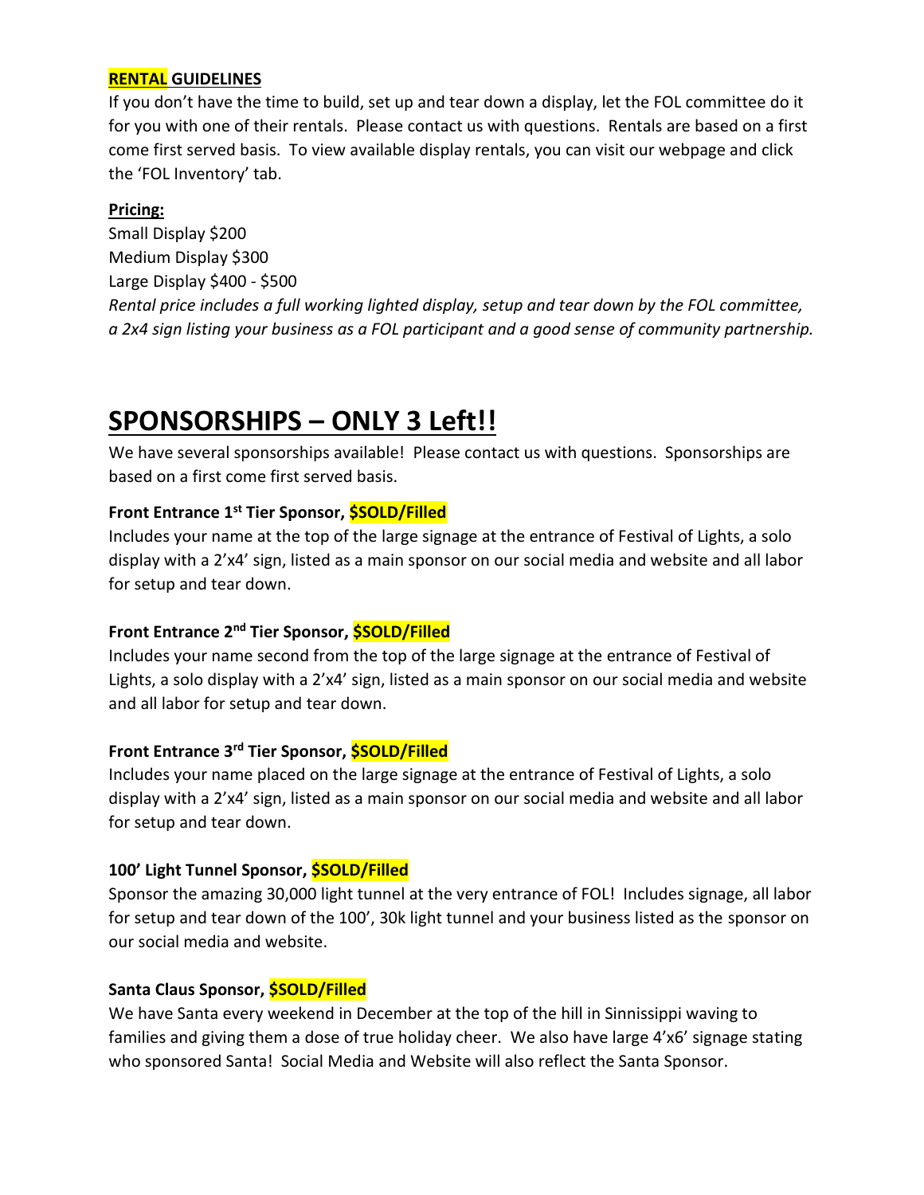**RENTAL GUIDELINES**

If you don't have the time to build, set up and tear down a display, let the FOL committee do it for you with one of their rentals. Please contact us with questions. Rentals are based on a first come first served basis. To view available display rentals, you can visit our webpage and click the 'FOL Inventory' tab.

**Pricing:**

Small Display $200
Medium Display $300
Large Display $400 - $500

*Rental price includes a full working lighted display, setup and tear down by the FOL committee, a 2x4 sign listing your business as a FOL participant and a good sense of community partnership.*

# SPONSORSHIPS – ONLY 3 Left!!

We have several sponsorships available! Please contact us with questions. Sponsorships are based on a first come first served basis.

**Front Entrance 1st Tier Sponsor, $SOLD/Filled**

Includes your name at the top of the large signage at the entrance of Festival of Lights, a solo display with a 2'x4' sign, listed as a main sponsor on our social media and website and all labor for setup and tear down.

**Front Entrance 2nd Tier Sponsor, $SOLD/Filled**

Includes your name second from the top of the large signage at the entrance of Festival of Lights, a solo display with a 2'x4' sign, listed as a main sponsor on our social media and website and all labor for setup and tear down.

**Front Entrance 3rd Tier Sponsor, $SOLD/Filled**

Includes your name placed on the large signage at the entrance of Festival of Lights, a solo display with a 2'x4' sign, listed as a main sponsor on our social media and website and all labor for setup and tear down.

**100' Light Tunnel Sponsor, $SOLD/Filled**

Sponsor the amazing 30,000 light tunnel at the very entrance of FOL! Includes signage, all labor for setup and tear down of the 100', 30k light tunnel and your business listed as the sponsor on our social media and website.

**Santa Claus Sponsor, $SOLD/Filled**

We have Santa every weekend in December at the top of the hill in Sinnissippi waving to families and giving them a dose of true holiday cheer. We also have large 4'x6' signage stating who sponsored Santa! Social Media and Website will also reflect the Santa Sponsor.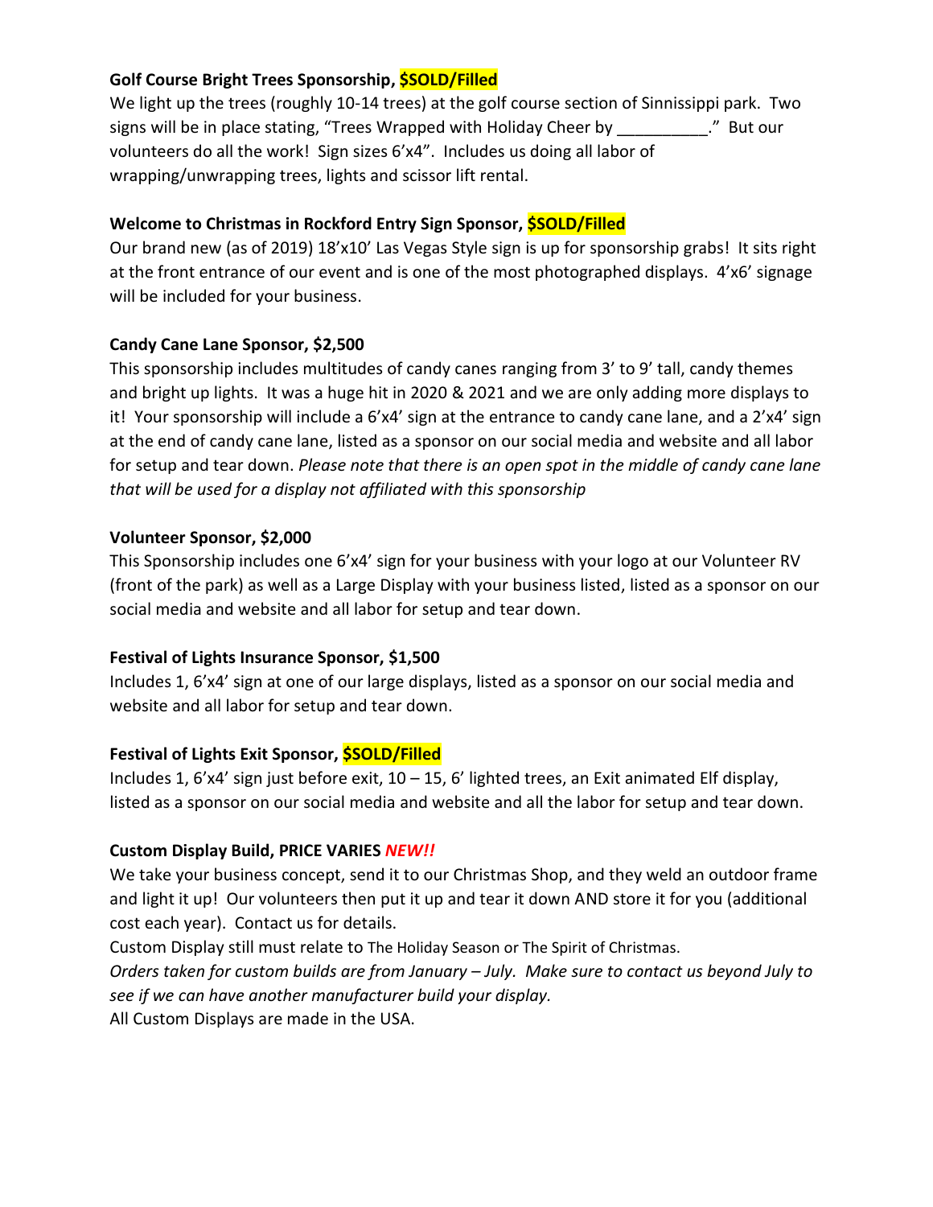**Golf Course Bright Trees Sponsorship, $SOLD/Filled**

We light up the trees (roughly 10-14 trees) at the golf course section of Sinnissippi park. Two signs will be in place stating, "Trees Wrapped with Holiday Cheer by __________." But our volunteers do all the work! Sign sizes 6'x4". Includes us doing all labor of wrapping/unwrapping trees, lights and scissor lift rental.

**Welcome to Christmas in Rockford Entry Sign Sponsor, $SOLD/Filled**

Our brand new (as of 2019) 18'x10' Las Vegas Style sign is up for sponsorship grabs! It sits right at the front entrance of our event and is one of the most photographed displays. 4'x6' signage will be included for your business.

**Candy Cane Lane Sponsor, $2,500**

This sponsorship includes multitudes of candy canes ranging from 3' to 9' tall, candy themes and bright up lights. It was a huge hit in 2020 & 2021 and we are only adding more displays to it! Your sponsorship will include a 6'x4' sign at the entrance to candy cane lane, and a 2'x4' sign at the end of candy cane lane, listed as a sponsor on our social media and website and all labor for setup and tear down. *Please note that there is an open spot in the middle of candy cane lane that will be used for a display not affiliated with this sponsorship*

**Volunteer Sponsor, $2,000**

This Sponsorship includes one 6'x4' sign for your business with your logo at our Volunteer RV (front of the park) as well as a Large Display with your business listed, listed as a sponsor on our social media and website and all labor for setup and tear down.

**Festival of Lights Insurance Sponsor, $1,500**

Includes 1, 6'x4' sign at one of our large displays, listed as a sponsor on our social media and website and all labor for setup and tear down.

**Festival of Lights Exit Sponsor, $SOLD/Filled**

Includes 1, 6'x4' sign just before exit, 10 – 15, 6' lighted trees, an Exit animated Elf display, listed as a sponsor on our social media and website and all the labor for setup and tear down.

**Custom Display Build, PRICE VARIES** ***NEW!!***

We take your business concept, send it to our Christmas Shop, and they weld an outdoor frame and light it up! Our volunteers then put it up and tear it down AND store it for you (additional cost each year). Contact us for details.

Custom Display still must relate to The Holiday Season or The Spirit of Christmas.

*Orders taken for custom builds are from January – July. Make sure to contact us beyond July to see if we can have another manufacturer build your display.*

All Custom Displays are made in the USA.